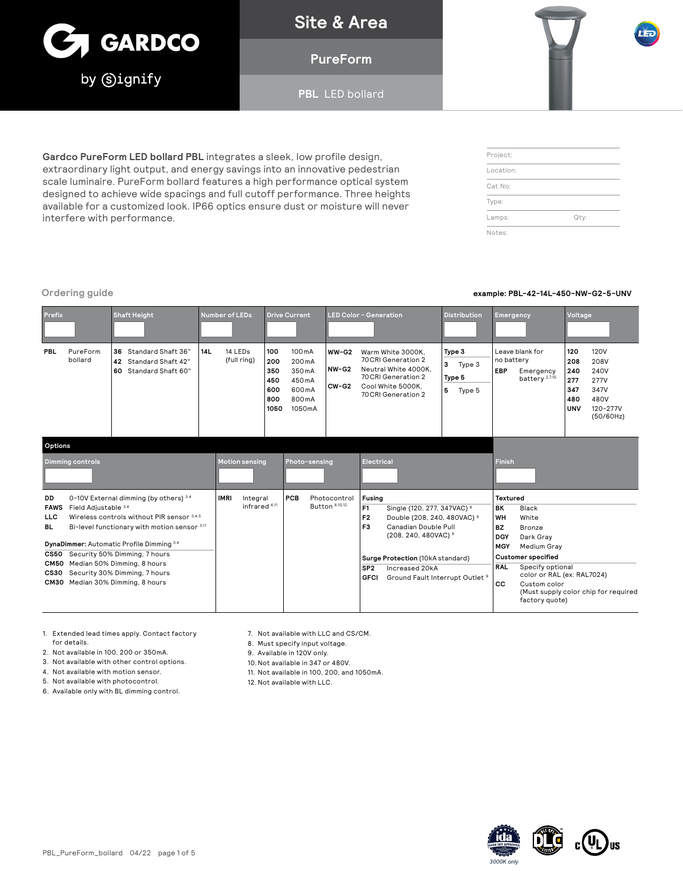# Gardco by Signify

## Site & Area

## PureForm

### PBL LED bollard

**Gardco PureForm LED bollard PBL** integrates a sleek, low profile design, extraordinary light output, and energy savings into an innovative pedestrian scale luminaire. PureForm bollard features a high performance optical system designed to achieve wide spacings and full cutoff performance. Three heights available for a customized look. IP66 optics ensure dust or moisture will never interfere with performance.

| Project: | |
|---|---|
| Location: | |
| Cat.No: | |
| Type: | |
| Lamps: | Qty: |
| Notes: | |

## Ordering guide

**example: PBL-42-14L-450-NW-G2-5-UNV**

| Prefix | Shaft Height | Number of LEDs | Drive Current | LED Color - Generation | Distribution | Emergency | Voltage |
|---|---|---|---|---|---|---|---|
| **PBL** PureForm bollard | **36** Standard Shaft 36"<br>**42** Standard Shaft 42"<br>**60** Standard Shaft 60" | **14L** 14 LEDs (full ring) | **100** 100mA<br>**200** 200mA<br>**350** 350mA<br>**450** 450mA<br>**600** 600mA<br>**800** 800mA<br>**1050** 1050mA | **WW-G2** Warm White 3000K, 70CRI Generation 2<br>**NW-G2** Neutral White 4000K, 70CRI Generation 2<br>**CW-G2** Cool White 5000K, 70CRI Generation 2 | **Type 3**<br>**3** Type 3<br>**Type 5**<br>**5** Type 5 | Leave blank for no battery<br>**EBP** Emergency battery [2,7,10] | **120** 120V<br>**208** 208V<br>**240** 240V<br>**277** 277V<br>**347** 347V<br>**480** 480V<br>**UNV** 120-277V (50/60Hz) |

### Options

| Dimming controls | Motion sensing | Photo-sensing | Electrical | Finish |
|---|---|---|---|---|
| **DD** 0-10V External dimming (by others) [3,4]<br>**FAWS** Field Adjustable [3,4]<br>**LLC** Wireless controls without PIR sensor [3,4,5]<br>**BL** Bi-level functionary with motion sensor [3,11]<br><br>**DynaDimmer:** Automatic Profile Dimming [3,4]<br>**CS50** Security 50% Dimming, 7 hours<br>**CM50** Median 50% Dimming, 8 hours<br>**CS30** Security 30% Dimming, 7 hours<br>**CM30** Median 30% Dimming, 8 hours | **IMRI** Integral infrared [6,11] | **PCB** Photocontrol Button [8,10,12] | **Fusing**<br>**F1** Single (120, 277, 347VAC) [8]<br>**F2** Double (208, 240, 480VAC) [8]<br>**F3** Canadian Double Pull (208, 240, 480VAC) [8]<br><br>**Surge Protection** (10kA standard)<br>**SP2** Increased 20kA<br>**GFCI** Ground Fault Interrupt Outlet [9] | **Textured**<br>**BK** Black<br>**WH** White<br>**BZ** Bronze<br>**DGY** Dark Gray<br>**MGY** Medium Gray<br><br>**Customer specified**<br>**RAL** Specify optional color or RAL (ex: RAL7024)<br>**CC** Custom color (Must supply color chip for required factory quote) |

1. Extended lead times apply. Contact factory for details.
2. Not available in 100, 200 or 350mA.
3. Not available with other control options.
4. Not available with motion sensor.
5. Not available with photocontrol.
6. Available only with BL dimming control.
7. Not available with LLC and CS/CM.
8. Must specify input voltage.
9. Available in 120V only.
10. Not available in 347 or 480V.
11. Not available in 100, 200, and 1050mA.
12. Not available with LLC.

3000K only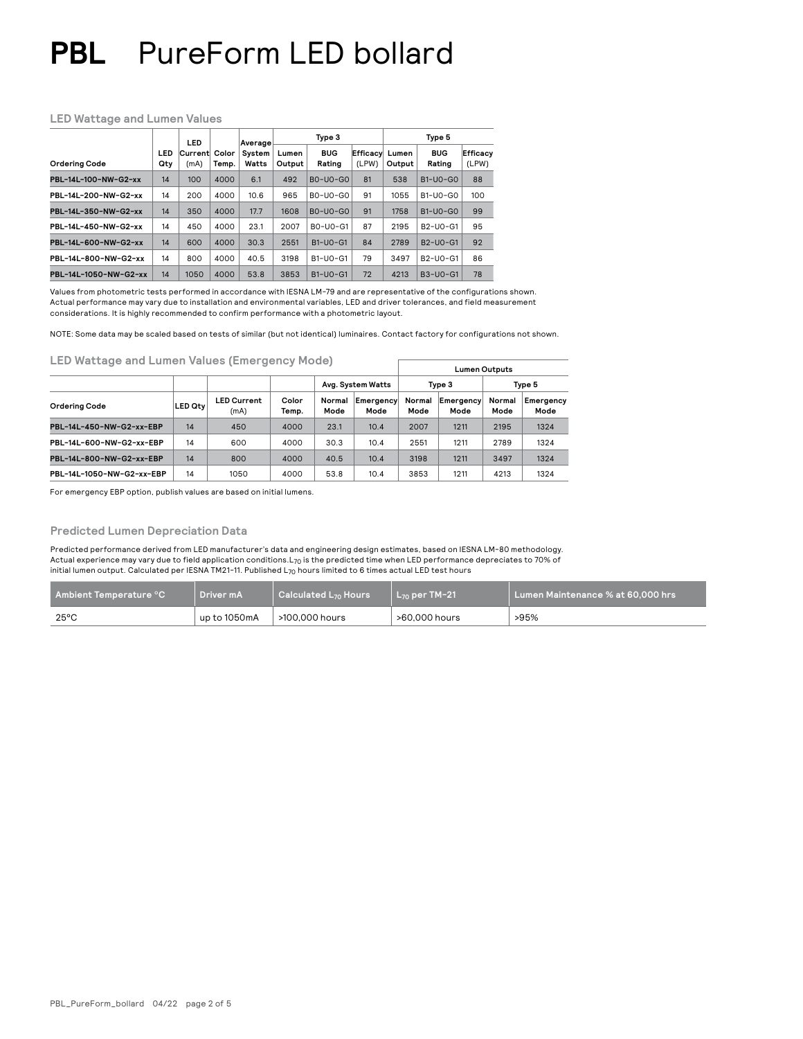# PBL PureForm LED bollard

### LED Wattage and Lumen Values

| Ordering Code | LED Qty | LED Current (mA) | Color Temp. | Average System Watts | Type 3 | | | Type 5 | | |
|---|---|---|---|---|---|---|---|---|---|---|
| | | | | | Lumen Output | BUG Rating | Efficacy (LPW) | Lumen Output | BUG Rating | Efficacy (LPW) |
| PBL-14L-100-NW-G2-xx | 14 | 100 | 4000 | 6.1 | 492 | B0-U0-G0 | 81 | 538 | B1-U0-G0 | 88 |
| PBL-14L-200-NW-G2-xx | 14 | 200 | 4000 | 10.6 | 965 | B0-U0-G0 | 91 | 1055 | B1-U0-G0 | 100 |
| PBL-14L-350-NW-G2-xx | 14 | 350 | 4000 | 17.7 | 1608 | B0-U0-G0 | 91 | 1758 | B1-U0-G0 | 99 |
| PBL-14L-450-NW-G2-xx | 14 | 450 | 4000 | 23.1 | 2007 | B0-U0-G1 | 87 | 2195 | B2-U0-G1 | 95 |
| PBL-14L-600-NW-G2-xx | 14 | 600 | 4000 | 30.3 | 2551 | B1-U0-G1 | 84 | 2789 | B2-U0-G1 | 92 |
| PBL-14L-800-NW-G2-xx | 14 | 800 | 4000 | 40.5 | 3198 | B1-U0-G1 | 79 | 3497 | B2-U0-G1 | 86 |
| PBL-14L-1050-NW-G2-xx | 14 | 1050 | 4000 | 53.8 | 3853 | B1-U0-G1 | 72 | 4213 | B3-U0-G1 | 78 |

Values from photometric tests performed in accordance with IESNA LM-79 and are representative of the configurations shown. Actual performance may vary due to installation and environmental variables, LED and driver tolerances, and field measurement considerations. It is highly recommended to confirm performance with a photometric layout.

NOTE: Some data may be scaled based on tests of similar (but not identical) luminaires. Contact factory for configurations not shown.

### LED Wattage and Lumen Values (Emergency Mode)

| Ordering Code | LED Qty | LED Current (mA) | Color Temp. | Avg. System Watts | | Lumen Outputs | | | |
|---|---|---|---|---|---|---|---|---|---|
| | | | | | | Type 3 | | Type 5 | |
| | | | | Normal Mode | Emergency Mode | Normal Mode | Emergency Mode | Normal Mode | Emergency Mode |
| PBL-14L-450-NW-G2-xx-EBP | 14 | 450 | 4000 | 23.1 | 10.4 | 2007 | 1211 | 2195 | 1324 |
| PBL-14L-600-NW-G2-xx-EBP | 14 | 600 | 4000 | 30.3 | 10.4 | 2551 | 1211 | 2789 | 1324 |
| PBL-14L-800-NW-G2-xx-EBP | 14 | 800 | 4000 | 40.5 | 10.4 | 3198 | 1211 | 3497 | 1324 |
| PBL-14L-1050-NW-G2-xx-EBP | 14 | 1050 | 4000 | 53.8 | 10.4 | 3853 | 1211 | 4213 | 1324 |

For emergency EBP option, publish values are based on initial lumens.

### Predicted Lumen Depreciation Data

Predicted performance derived from LED manufacturer's data and engineering design estimates, based on IESNA LM-80 methodology. Actual experience may vary due to field application conditions. $L_{70}$ is the predicted time when LED performance depreciates to 70% of initial lumen output. Calculated per IESNA TM21-11. Published $L_{70}$ hours limited to 6 times actual LED test hours

| Ambient Temperature °C | Driver mA | Calculated $L_{70}$ Hours | $L_{70}$ per TM-21 | Lumen Maintenance % at 60,000 hrs |
|---|---|---|---|---|
| 25°C | up to 1050mA | >100,000 hours | >60,000 hours | >95% |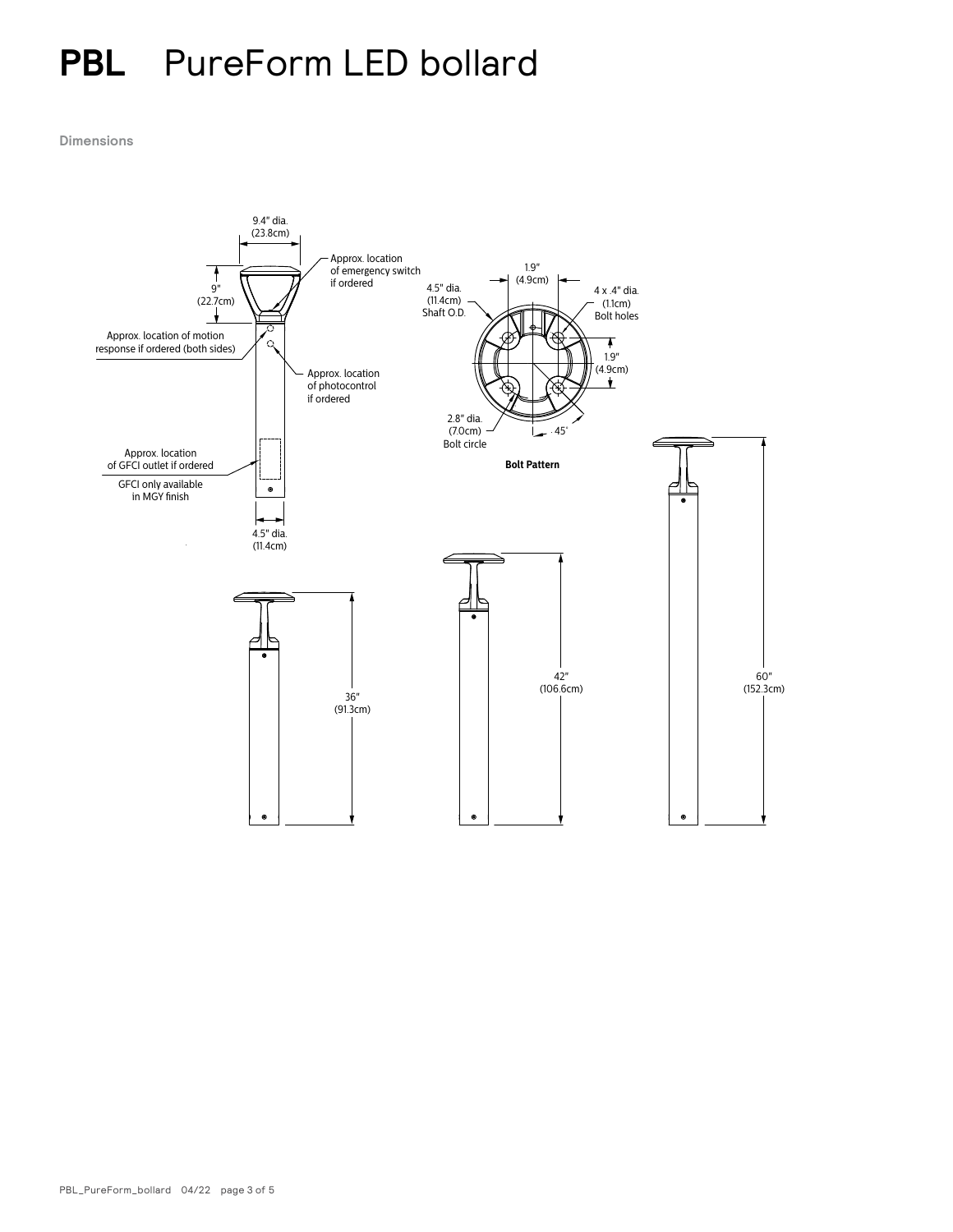# PBL PureForm LED bollard

Dimensions

9.4" dia. (23.8cm)

9" (22.7cm)

Approx. location of emergency switch if ordered

Approx. location of motion response if ordered (both sides)

Approx. location of photocontrol if ordered

Approx. location of GFCI outlet if ordered

GFCI only available in MGY finish

4.5" dia. (11.4cm)

1.9" (4.9cm)

4.5" dia. (11.4cm) Shaft O.D.

4 x .4" dia. (1.1cm) Bolt holes

1.9" (4.9cm)

2.8" dia. (7.0cm) Bolt circle

45°

**Bolt Pattern**

36" (91.3cm)

42" (106.6cm)

60" (152.3cm)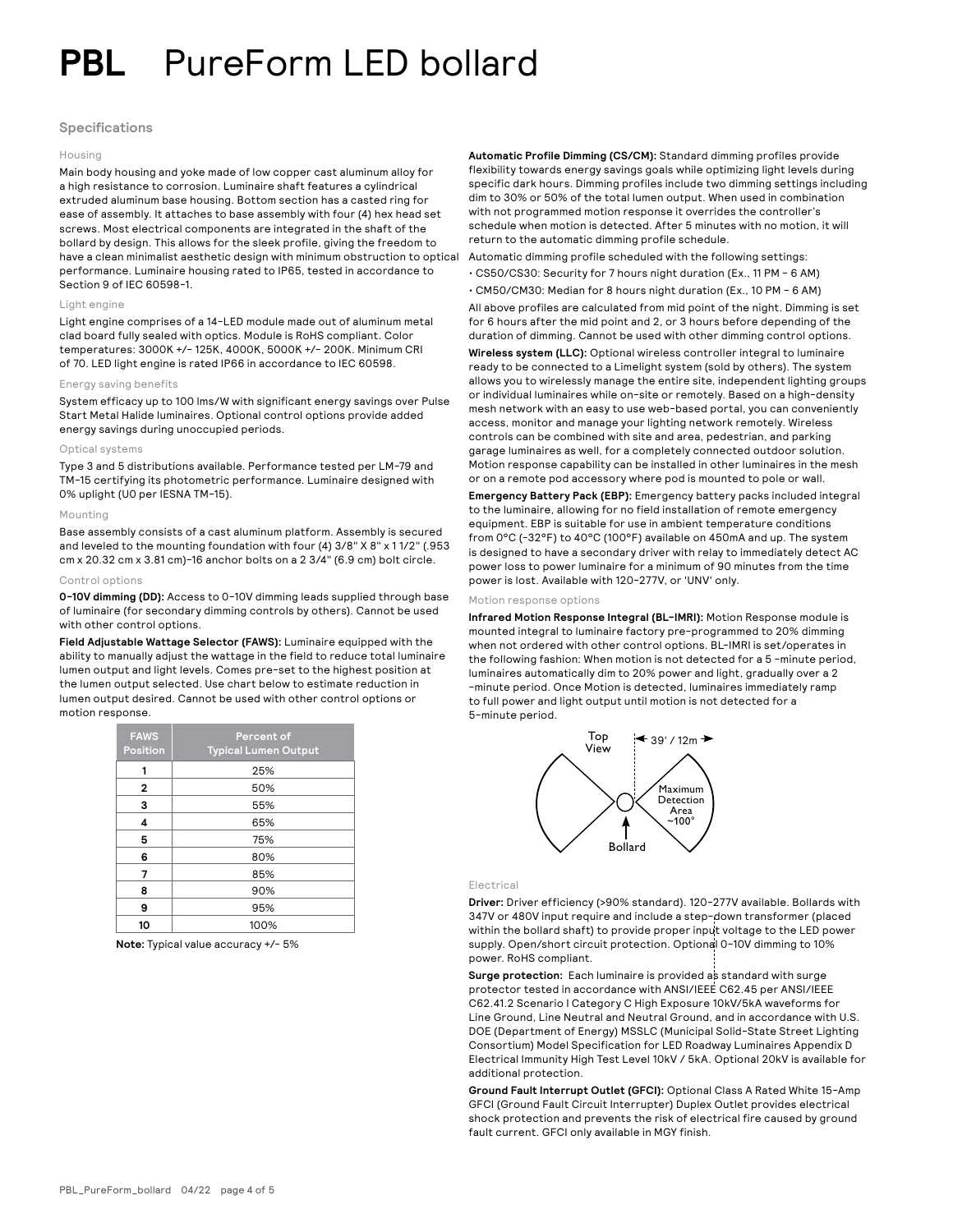# PBL PureForm LED bollard

## Specifications

### Housing

Main body housing and yoke made of low copper cast aluminum alloy for a high resistance to corrosion. Luminaire shaft features a cylindrical extruded aluminum base housing. Bottom section has a casted ring for ease of assembly. It attaches to base assembly with four (4) hex head set screws. Most electrical components are integrated in the shaft of the bollard by design. This allows for the sleek profile, giving the freedom to have a clean minimalist aesthetic design with minimum obstruction to optical performance. Luminaire housing rated to IP65, tested in accordance to Section 9 of IEC 60598-1.

### Light engine

Light engine comprises of a 14-LED module made out of aluminum metal clad board fully sealed with optics. Module is RoHS compliant. Color temperatures: 3000K +/- 125K, 4000K, 5000K +/- 200K. Minimum CRI of 70. LED light engine is rated IP66 in accordance to IEC 60598.

### Energy saving benefits

System efficacy up to 100 lms/W with significant energy savings over Pulse Start Metal Halide luminaires. Optional control options provide added energy savings during unoccupied periods.

### Optical systems

Type 3 and 5 distributions available. Performance tested per LM-79 and TM-15 certifying its photometric performance. Luminaire designed with 0% uplight (U0 per IESNA TM-15).

### Mounting

Base assembly consists of a cast aluminum platform. Assembly is secured and leveled to the mounting foundation with four (4) 3/8" X 8" x 1 1/2" (.953 cm x 20.32 cm x 3.81 cm)-16 anchor bolts on a 2 3/4" (6.9 cm) bolt circle.

### Control options

**0-10V dimming (DD):** Access to 0-10V dimming leads supplied through base of luminaire (for secondary dimming controls by others). Cannot be used with other control options.

**Field Adjustable Wattage Selector (FAWS):** Luminaire equipped with the ability to manually adjust the wattage in the field to reduce total luminaire lumen output and light levels. Comes pre-set to the highest position at the lumen output selected. Use chart below to estimate reduction in lumen output desired. Cannot be used with other control options or motion response.

| FAWS Position | Percent of Typical Lumen Output |
|---|---|
| 1 | 25% |
| 2 | 50% |
| 3 | 55% |
| 4 | 65% |
| 5 | 75% |
| 6 | 80% |
| 7 | 85% |
| 8 | 90% |
| 9 | 95% |
| 10 | 100% |

**Note:** Typical value accuracy +/- 5%

**Automatic Profile Dimming (CS/CM):** Standard dimming profiles provide flexibility towards energy savings goals while optimizing light levels during specific dark hours. Dimming profiles include two dimming settings including dim to 30% or 50% of the total lumen output. When used in combination with not programmed motion response it overrides the controller's schedule when motion is detected. After 5 minutes with no motion, it will return to the automatic dimming profile schedule.

Automatic dimming profile scheduled with the following settings:

- CS50/CS30: Security for 7 hours night duration (Ex., 11 PM - 6 AM)
- CM50/CM30: Median for 8 hours night duration (Ex., 10 PM - 6 AM)

All above profiles are calculated from mid point of the night. Dimming is set for 6 hours after the mid point and 2, or 3 hours before depending of the duration of dimming. Cannot be used with other dimming control options.

**Wireless system (LLC):** Optional wireless controller integral to luminaire ready to be connected to a Limelight system (sold by others). The system allows you to wirelessly manage the entire site, independent lighting groups or individual luminaires while on-site or remotely. Based on a high-density mesh network with an easy to use web-based portal, you can conveniently access, monitor and manage your lighting network remotely. Wireless controls can be combined with site and area, pedestrian, and parking garage luminaires as well, for a completely connected outdoor solution. Motion response capability can be installed in other luminaires in the mesh or on a remote pod accessory where pod is mounted to pole or wall.

**Emergency Battery Pack (EBP):** Emergency battery packs included integral to the luminaire, allowing for no field installation of remote emergency equipment. EBP is suitable for use in ambient temperature conditions from 0°C (-32°F) to 40°C (100°F) available on 450mA and up. The system is designed to have a secondary driver with relay to immediately detect AC power loss to power luminaire for a minimum of 90 minutes from the time power is lost. Available with 120-277V, or 'UNV' only.

### Motion response options

**Infrared Motion Response Integral (BL-IMRI):** Motion Response module is mounted integral to luminaire factory pre-programmed to 20% dimming when not ordered with other control options. BL-IMRI is set/operates in the following fashion: When motion is not detected for a 5 -minute period, luminaires automatically dim to 20% power and light, gradually over a 2 -minute period. Once Motion is detected, luminaires immediately ramp to full power and light output until motion is not detected for a 5-minute period.

Top View — 39' / 12m — Maximum Detection Area ~100° — Bollard

### Electrical

**Driver:** Driver efficiency (>90% standard). 120-277V available. Bollards with 347V or 480V input require and include a step-down transformer (placed within the bollard shaft) to provide proper input voltage to the LED power supply. Open/short circuit protection. Optional 0-10V dimming to 10% power. RoHS compliant.

**Surge protection:** Each luminaire is provided as standard with surge protector tested in accordance with ANSI/IEEE C62.45 per ANSI/IEEE C62.41.2 Scenario I Category C High Exposure 10kV/5kA waveforms for Line Ground, Line Neutral and Neutral Ground, and in accordance with U.S. DOE (Department of Energy) MSSLC (Municipal Solid-State Street Lighting Consortium) Model Specification for LED Roadway Luminaires Appendix D Electrical Immunity High Test Level 10kV / 5kA. Optional 20kV is available for additional protection.

**Ground Fault Interrupt Outlet (GFCI):** Optional Class A Rated White 15-Amp GFCI (Ground Fault Circuit Interrupter) Duplex Outlet provides electrical shock protection and prevents the risk of electrical fire caused by ground fault current. GFCI only available in MGY finish.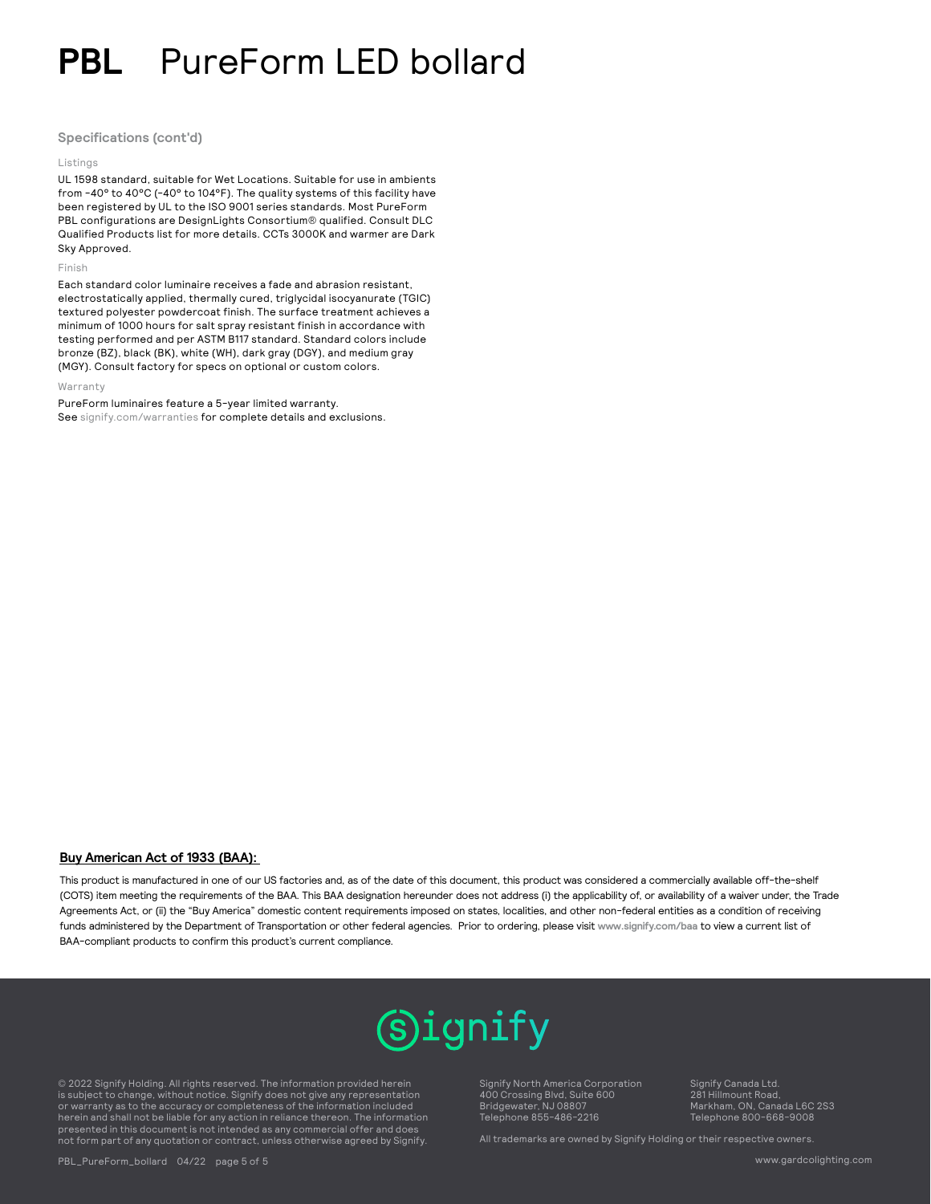# PBL PureForm LED bollard

## Specifications (cont'd)

### Listings

UL 1598 standard, suitable for Wet Locations. Suitable for use in ambients from -40° to 40°C (-40° to 104°F). The quality systems of this facility have been registered by UL to the ISO 9001 series standards. Most PureForm PBL configurations are DesignLights Consortium® qualified. Consult DLC Qualified Products list for more details. CCTs 3000K and warmer are Dark Sky Approved.

### Finish

Each standard color luminaire receives a fade and abrasion resistant, electrostatically applied, thermally cured, triglycidal isocyanurate (TGIC) textured polyester powdercoat finish. The surface treatment achieves a minimum of 1000 hours for salt spray resistant finish in accordance with testing performed and per ASTM B117 standard. Standard colors include bronze (BZ), black (BK), white (WH), dark gray (DGY), and medium gray (MGY). Consult factory for specs on optional or custom colors.

### Warranty

PureForm luminaires feature a 5-year limited warranty.
See signify.com/warranties for complete details and exclusions.

**Buy American Act of 1933 (BAA):**

This product is manufactured in one of our US factories and, as of the date of this document, this product was considered a commercially available off-the-shelf (COTS) item meeting the requirements of the BAA. This BAA designation hereunder does not address (i) the applicability of, or availability of a waiver under, the Trade Agreements Act, or (ii) the "Buy America" domestic content requirements imposed on states, localities, and other non-federal entities as a condition of receiving funds administered by the Department of Transportation or other federal agencies. Prior to ordering, please visit www.signify.com/baa to view a current list of BAA-compliant products to confirm this product's current compliance.

Signify

© 2022 Signify Holding. All rights reserved. The information provided herein is subject to change, without notice. Signify does not give any representation or warranty as to the accuracy or completeness of the information included herein and shall not be liable for any action in reliance thereon. The information presented in this document is not intended as any commercial offer and does not form part of any quotation or contract, unless otherwise agreed by Signify.

Signify North America Corporation
400 Crossing Blvd, Suite 600
Bridgewater, NJ 08807
Telephone 855-486-2216

Signify Canada Ltd.
281 Hillmount Road,
Markham, ON, Canada L6C 2S3
Telephone 800-668-9008

All trademarks are owned by Signify Holding or their respective owners.

PBL_PureForm_bollard 04/22

www.gardcolighting.com